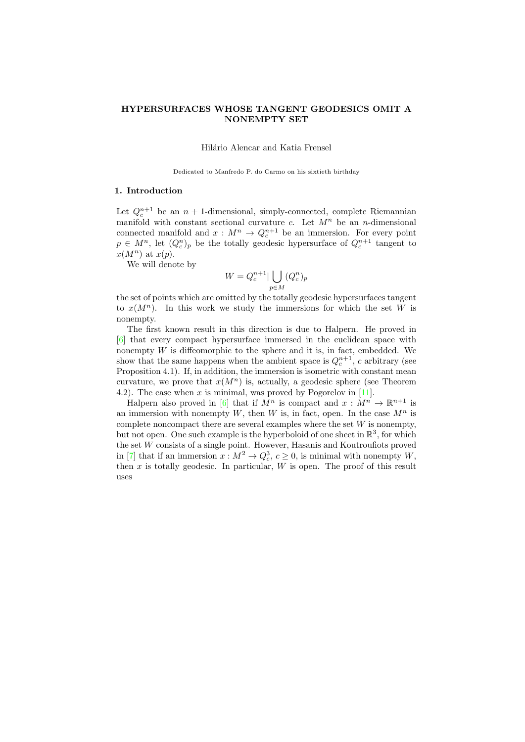# HYPERSURFACES WHOSE TANGENT GEODESICS OMIT A NONEMPTY SET

Hilário Alencar and Katia Frensel

Dedicated to Manfredo P. do Carmo on his sixtieth birthday

## 1. Introduction

Let $Q_c^{n+1}$ be an $n+1$-dimensional, simply-connected, complete Riemannian manifold with constant sectional curvature $c$. Let $M^n$ be an $n$-dimensional connected manifold and $x : M^n \to Q_c^{n+1}$ be an immersion. For every point $p \in M^n$, let $(Q_c^n)_p$ be the totally geodesic hypersurface of $Q_c^{n+1}$ tangent to $x(M^n)$ at $x(p)$.

We will denote by

$$W = Q_c^{n+1} | \bigcup_{p \in M} (Q_c^n)_p$$

the set of points which are omitted by the totally geodesic hypersurfaces tangent to $x(M^n)$. In this work we study the immersions for which the set $W$ is nonempty.

The first known result in this direction is due to Halpern. He proved in [6] that every compact hypersurface immersed in the euclidean space with nonempty $W$ is diffeomorphic to the sphere and it is, in fact, embedded. We show that the same happens when the ambient space is $Q_c^{n+1}$, $c$ arbitrary (see Proposition 4.1). If, in addition, the immersion is isometric with constant mean curvature, we prove that $x(M^n)$ is, actually, a geodesic sphere (see Theorem 4.2). The case when $x$ is minimal, was proved by Pogorelov in [11].

Halpern also proved in [6] that if $M^n$ is compact and $x : M^n \to \mathbb{R}^{n+1}$ is an immersion with nonempty $W$, then $W$ is, in fact, open. In the case $M^n$ is complete noncompact there are several examples where the set $W$ is nonempty, but not open. One such example is the hyperboloid of one sheet in $\mathbb{R}^3$, for which the set $W$ consists of a single point. However, Hasanis and Koutroufiots proved in [7] that if an immersion $x : M^2 \to Q_c^3$, $c \geq 0$, is minimal with nonempty $W$, then $x$ is totally geodesic. In particular, $W$ is open. The proof of this result uses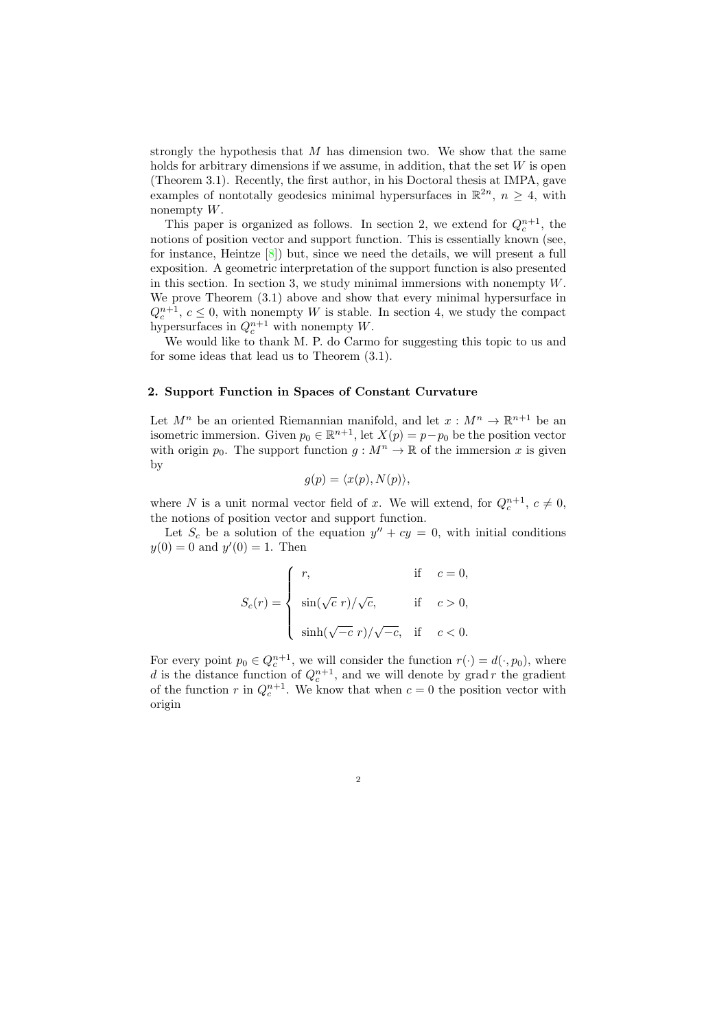strongly the hypothesis that $M$ has dimension two. We show that the same holds for arbitrary dimensions if we assume, in addition, that the set $W$ is open (Theorem 3.1). Recently, the first author, in his Doctoral thesis at IMPA, gave examples of nontotally geodesics minimal hypersurfaces in $\mathbb{R}^{2n}$, $n \geq 4$, with nonempty $W$.

This paper is organized as follows. In section 2, we extend for $Q_c^{n+1}$, the notions of position vector and support function. This is essentially known (see, for instance, Heintze [8]) but, since we need the details, we will present a full exposition. A geometric interpretation of the support function is also presented in this section. In section 3, we study minimal immersions with nonempty $W$. We prove Theorem (3.1) above and show that every minimal hypersurface in $Q_c^{n+1}$, $c \leq 0$, with nonempty $W$ is stable. In section 4, we study the compact hypersurfaces in $Q_c^{n+1}$ with nonempty $W$.

We would like to thank M. P. do Carmo for suggesting this topic to us and for some ideas that lead us to Theorem (3.1).

## 2. Support Function in Spaces of Constant Curvature

Let $M^n$ be an oriented Riemannian manifold, and let $x : M^n \to \mathbb{R}^{n+1}$ be an isometric immersion. Given $p_0 \in \mathbb{R}^{n+1}$, let $X(p) = p - p_0$ be the position vector with origin $p_0$. The support function $g : M^n \to \mathbb{R}$ of the immersion $x$ is given by

$$g(p) = \langle x(p), N(p) \rangle,$$

where $N$ is a unit normal vector field of $x$. We will extend, for $Q_c^{n+1}$, $c \neq 0$, the notions of position vector and support function.

Let $S_c$ be a solution of the equation $y'' + cy = 0$, with initial conditions $y(0) = 0$ and $y'(0) = 1$. Then

$$S_c(r) = \begin{cases} r, & \text{if} \quad c = 0, \\ \sin(\sqrt{c}\, r)/\sqrt{c}, & \text{if} \quad c > 0, \\ \sinh(\sqrt{-c}\, r)/\sqrt{-c}, & \text{if} \quad c < 0. \end{cases}$$

For every point $p_0 \in Q_c^{n+1}$, we will consider the function $r(\cdot) = d(\cdot, p_0)$, where $d$ is the distance function of $Q_c^{n+1}$, and we will denote by $\operatorname{grad} r$ the gradient of the function $r$ in $Q_c^{n+1}$. We know that when $c = 0$ the position vector with origin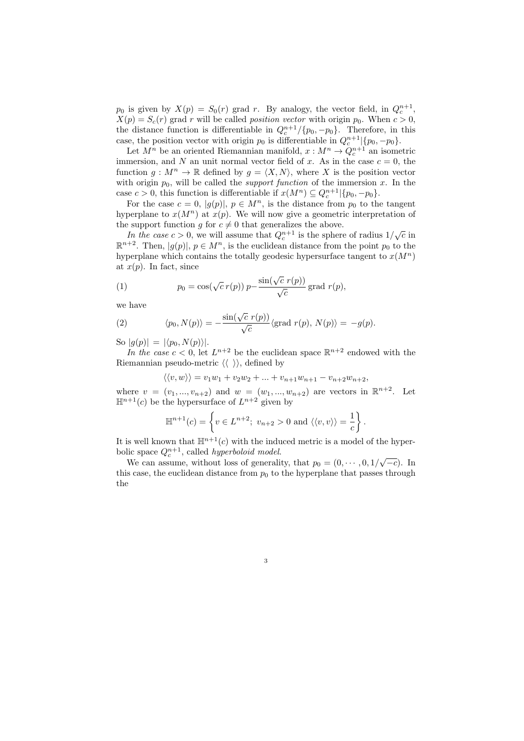$p_0$ is given by $X(p) = S_0(r)$ grad $r$. By analogy, the vector field, in $Q_c^{n+1}$, $X(p) = S_c(r)$ grad $r$ will be called *position vector* with origin $p_0$. When $c > 0$, the distance function is differentiable in $Q_c^{n+1}/\{p_0, -p_0\}$. Therefore, in this case, the position vector with origin $p_0$ is differentiable in $Q_c^{n+1}|\{p_0, -p_0\}$.

Let $M^n$ be an oriented Riemannian manifold, $x : M^n \to Q_c^{n+1}$ an isometric immersion, and $N$ an unit normal vector field of $x$. As in the case $c = 0$, the function $g : M^n \to \mathbb{R}$ defined by $g = \langle X, N\rangle$, where $X$ is the position vector with origin $p_0$, will be called the *support function* of the immersion $x$. In the case $c > 0$, this function is differentiable if $x(M^n) \subseteq Q_c^{n+1}|\{p_0, -p_0\}$.

For the case $c = 0$, $|g(p)|$, $p \in M^n$, is the distance from $p_0$ to the tangent hyperplane to $x(M^n)$ at $x(p)$. We will now give a geometric interpretation of the support function $g$ for $c \neq 0$ that generalizes the above.

*In the case* $c > 0$, we will assume that $Q_c^{n+1}$ is the sphere of radius $1/\sqrt{c}$ in $\mathbb{R}^{n+2}$. Then, $|g(p)|$, $p \in M^n$, is the euclidean distance from the point $p_0$ to the hyperplane which contains the totally geodesic hypersurface tangent to $x(M^n)$ at $x(p)$. In fact, since

$$p_0 = \cos(\sqrt{c}\, r(p))\, p - \frac{\sin(\sqrt{c}\, r(p))}{\sqrt{c}} \,\text{grad}\, r(p), \tag{1}$$

we have

$$\langle p_0, N(p)\rangle = -\frac{\sin(\sqrt{c}\, r(p))}{\sqrt{c}} \langle \text{grad}\, r(p),\, N(p)\rangle = \, -g(p). \tag{2}$$

So $|g(p)| = |\langle p_0, N(p)\rangle|$.

*In the case* $c < 0$, let $L^{n+2}$ be the euclidean space $\mathbb{R}^{n+2}$ endowed with the Riemannian pseudo-metric $\langle\langle\ \rangle\rangle$, defined by

$$\langle\langle v, w\rangle\rangle = v_1 w_1 + v_2 w_2 + ... + v_{n+1} w_{n+1} - v_{n+2} w_{n+2},$$

where $v = (v_1, ..., v_{n+2})$ and $w = (w_1, ..., w_{n+2})$ are vectors in $\mathbb{R}^{n+2}$. Let $\mathbb{H}^{n+1}(c)$ be the hypersurface of $L^{n+2}$ given by

$$\mathbb{H}^{n+1}(c) = \left\{ v \in L^{n+2};\ v_{n+2} > 0 \text{ and } \langle\langle v, v\rangle\rangle = \frac{1}{c} \right\}.$$

It is well known that $\mathbb{H}^{n+1}(c)$ with the induced metric is a model of the hyperbolic space $Q_c^{n+1}$, called *hyperboloid model*.

We can assume, without loss of generality, that $p_0 = (0, \cdots, 0, 1/\sqrt{-c})$. In this case, the euclidean distance from $p_0$ to the hyperplane that passes through the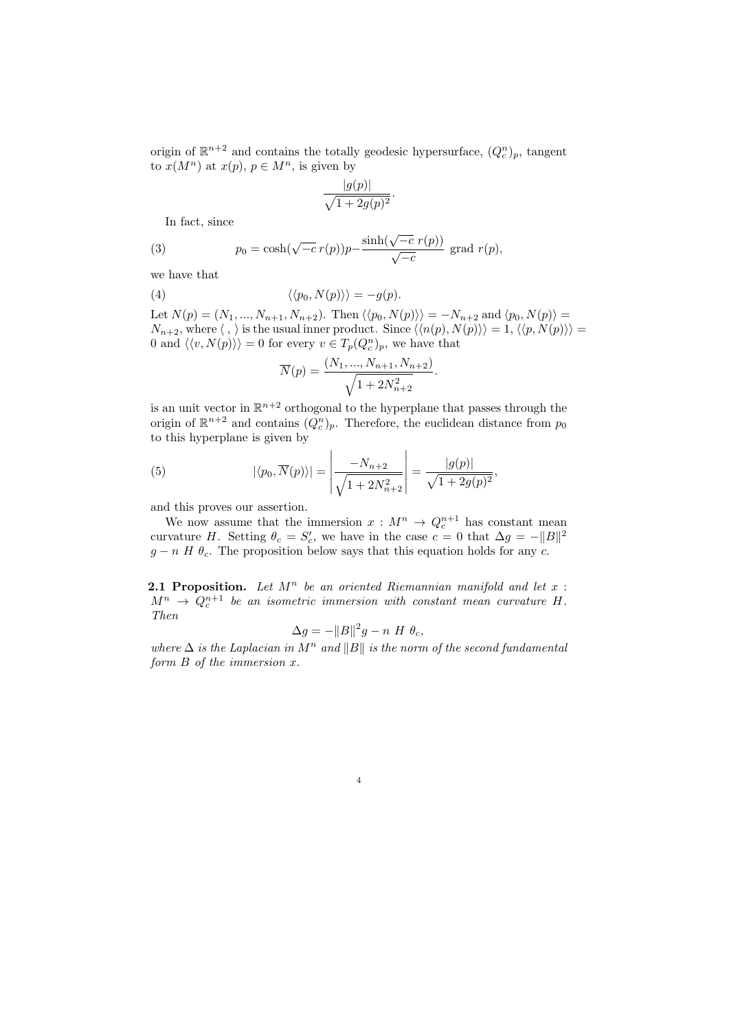origin of $\mathbb{R}^{n+2}$ and contains the totally geodesic hypersurface, $(Q^n_c)_p$, tangent to $x(M^n)$ at $x(p)$, $p \in M^n$, is given by

$$\frac{|g(p)|}{\sqrt{1+2g(p)^2}}.$$

In fact, since

$$p_0 = \cosh(\sqrt{-c}\, r(p))p - \frac{\sinh(\sqrt{-c}\, r(p))}{\sqrt{-c}} \text{ grad } r(p), \tag{3}$$

we have that

$$\langle\langle p_0, N(p)\rangle\rangle = -g(p). \tag{4}$$

Let $N(p) = (N_1, ..., N_{n+1}, N_{n+2})$. Then $\langle\langle p_0, N(p)\rangle\rangle = -N_{n+2}$ and $\langle p_0, N(p)\rangle = N_{n+2}$, where $\langle\ ,\ \rangle$ is the usual inner product. Since $\langle\langle n(p), N(p)\rangle\rangle = 1$, $\langle\langle p, N(p)\rangle\rangle = 0$ and $\langle\langle v, N(p)\rangle\rangle = 0$ for every $v \in T_p(Q^n_c)_p$, we have that

$$\overline{N}(p) = \frac{(N_1, ..., N_{n+1}, N_{n+2})}{\sqrt{1+2N^2_{n+2}}}.$$

is an unit vector in $\mathbb{R}^{n+2}$ orthogonal to the hyperplane that passes through the origin of $\mathbb{R}^{n+2}$ and contains $(Q^n_c)_p$. Therefore, the euclidean distance from $p_0$ to this hyperplane is given by

$$|\langle p_0, \overline{N}(p)\rangle| = \left| \frac{-N_{n+2}}{\sqrt{1+2N^2_{n+2}}} \right| = \frac{|g(p)|}{\sqrt{1+2g(p)^2}}, \tag{5}$$

and this proves our assertion.

We now assume that the immersion $x : M^n \to Q^{n+1}_c$ has constant mean curvature $H$. Setting $\theta_c = S'_c$, we have in the case $c = 0$ that $\Delta g = -\|B\|^2 g - n\ H\ \theta_c$. The proposition below says that this equation holds for any $c$.

**2.1 Proposition.** *Let $M^n$ be an oriented Riemannian manifold and let $x : M^n \to Q^{n+1}_c$ be an isometric immersion with constant mean curvature $H$. Then*

$$\Delta g = -\|B\|^2 g - n\ H\ \theta_c,$$

*where $\Delta$ is the Laplacian in $M^n$ and $\|B\|$ is the norm of the second fundamental form $B$ of the immersion $x$.*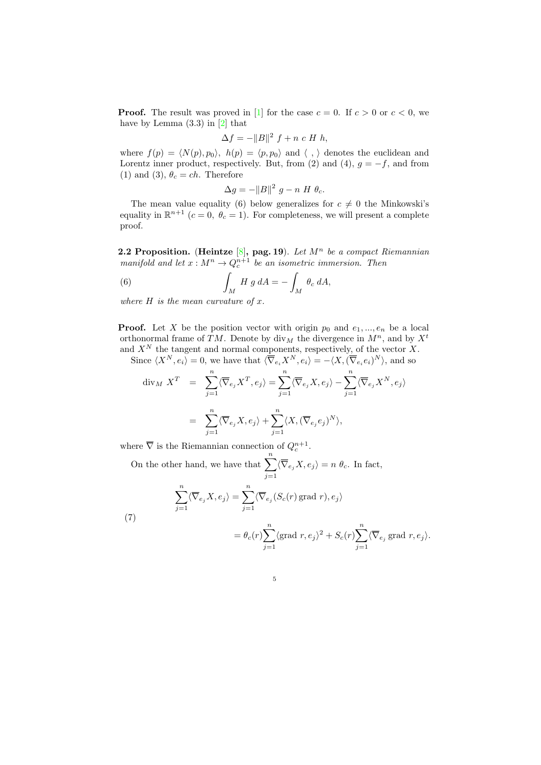**Proof.** The result was proved in [1] for the case $c = 0$. If $c > 0$ or $c < 0$, we have by Lemma (3.3) in [2] that

$$\Delta f = -\|B\|^2 \ f + n \ c \ H \ h,$$

where $f(p) = \langle N(p), p_0\rangle$, $h(p) = \langle p, p_0\rangle$ and $\langle \ , \ \rangle$ denotes the euclidean and Lorentz inner product, respectively. But, from (2) and (4), $g = -f$, and from (1) and (3), $\theta_c = ch$. Therefore

$$\Delta g = -\|B\|^2 \ g - n \ H \ \theta_c.$$

The mean value equality (6) below generalizes for $c \neq 0$ the Minkowski's equality in $\mathbb{R}^{n+1}$ ($c = 0, \ \theta_c = 1$). For completeness, we will present a complete proof.

**2.2 Proposition.** (**Heintze** [8]**, pag. 19**). *Let $M^n$ be a compact Riemannian manifold and let $x : M^n \to Q_c^{n+1}$ be an isometric immersion. Then*

$$\int_M H \ g \ dA = -\int_M \theta_c \ dA, \tag{6}$$

*where $H$ is the mean curvature of $x$.*

**Proof.** Let $X$ be the position vector with origin $p_0$ and $e_1, ..., e_n$ be a local orthonormal frame of $TM$. Denote by $\text{div}_M$ the divergence in $M^n$, and by $X^t$ and $X^N$ the tangent and normal components, respectively, of the vector $X$.

Since $\langle X^N, e_i\rangle = 0$, we have that $\langle \overline{\nabla}_{e_i} X^N, e_i\rangle = -\langle X, (\overline{\nabla}_{e_i} e_i)^N\rangle$, and so

$$\begin{aligned}
\text{div}_M \ X^T &= \sum_{j=1}^n \langle \overline{\nabla}_{e_j} X^T, e_j\rangle = \sum_{j=1}^n \langle \overline{\nabla}_{e_j} X, e_j\rangle - \sum_{j=1}^n \langle \overline{\nabla}_{e_j} X^N, e_j\rangle \\
&= \sum_{j=1}^n \langle \overline{\nabla}_{e_j} X, e_j\rangle + \sum_{j=1}^n \langle X, (\overline{\nabla}_{e_j} e_j)^N\rangle,
\end{aligned}$$

where $\overline{\nabla}$ is the Riemannian connection of $Q_c^{n+1}$.

On the other hand, we have that $\sum_{j=1}^n \langle \overline{\nabla}_{e_j} X, e_j\rangle = n \ \theta_c$. In fact,

$$\begin{aligned}
\sum_{j=1}^n \langle \overline{\nabla}_{e_j} X, e_j\rangle &= \sum_{j=1}^n \langle \overline{\nabla}_{e_j} (S_c(r) \, \text{grad} \ r), e_j\rangle \\
&= \theta_c(r) \sum_{j=1}^n \langle \text{grad} \ r, e_j\rangle^2 + S_c(r) \sum_{j=1}^n \langle \overline{\nabla}_{e_j} \ \text{grad} \ r, e_j\rangle.
\end{aligned} \tag{7}$$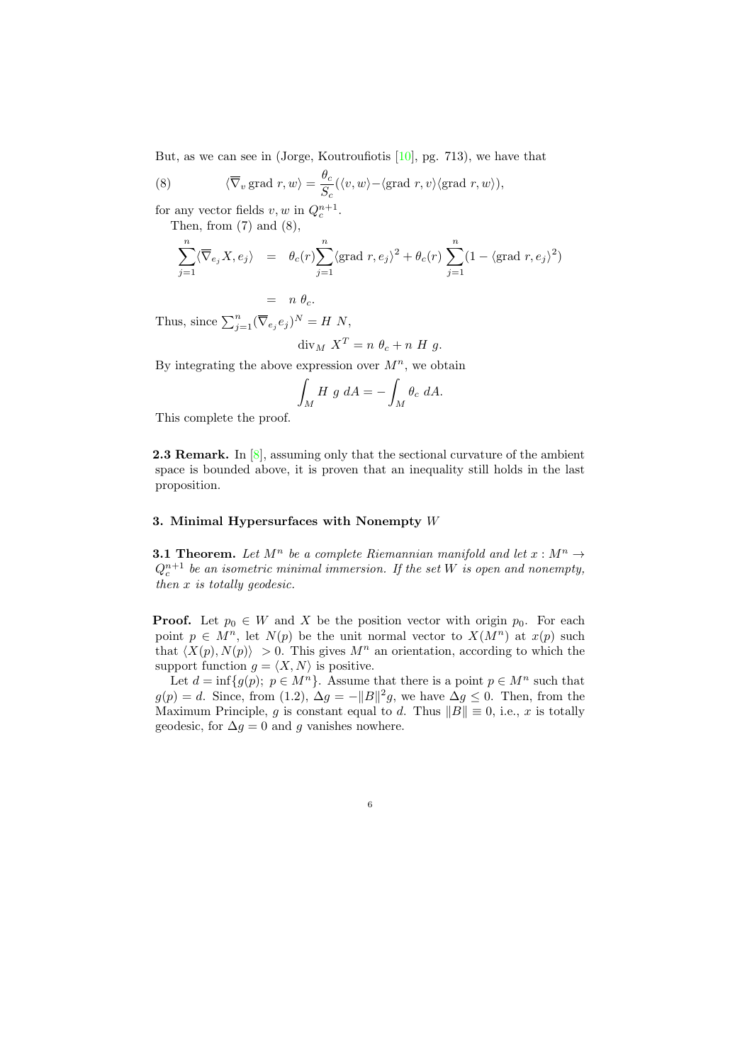But, as we can see in (Jorge, Koutroufiotis [10], pg. 713), we have that

$$\langle \overline{\nabla}_v \operatorname{grad} r, w\rangle = \frac{\theta_c}{S_c}(\langle v, w\rangle - \langle \operatorname{grad} r, v\rangle\langle \operatorname{grad} r, w\rangle), \tag{8}$$

for any vector fields $v, w$ in $Q_c^{n+1}$.

Then, from (7) and (8),

$$\begin{aligned}\sum_{j=1}^{n}\langle \overline{\nabla}_{e_j} X, e_j\rangle &= \theta_c(r)\sum_{j=1}^{n}\langle \operatorname{grad} r, e_j\rangle^2 + \theta_c(r)\sum_{j=1}^{n}(1 - \langle \operatorname{grad} r, e_j\rangle^2) \\ &= n\ \theta_c.\end{aligned}$$

Thus, since $\sum_{j=1}^{n}(\overline{\nabla}_{e_j} e_j)^N = H\ N$,

$$\operatorname{div}_M\ X^T = n\ \theta_c + n\ H\ g.$$

By integrating the above expression over $M^n$, we obtain

$$\int_M H\ g\ dA = -\int_M \theta_c\ dA.$$

This complete the proof.

**2.3 Remark.** In [8], assuming only that the sectional curvature of the ambient space is bounded above, it is proven that an inequality still holds in the last proposition.

## 3. Minimal Hypersurfaces with Nonempty $W$

**3.1 Theorem.** *Let $M^n$ be a complete Riemannian manifold and let $x : M^n \to Q_c^{n+1}$ be an isometric minimal immersion. If the set $W$ is open and nonempty, then $x$ is totally geodesic.*

**Proof.** Let $p_0 \in W$ and $X$ be the position vector with origin $p_0$. For each point $p \in M^n$, let $N(p)$ be the unit normal vector to $X(M^n)$ at $x(p)$ such that $\langle X(p), N(p)\rangle > 0$. This gives $M^n$ an orientation, according to which the support function $g = \langle X, N\rangle$ is positive.

Let $d = \inf\{g(p);\ p \in M^n\}$. Assume that there is a point $p \in M^n$ such that $g(p) = d$. Since, from (1.2), $\Delta g = -\|B\|^2 g$, we have $\Delta g \leq 0$. Then, from the Maximum Principle, $g$ is constant equal to $d$. Thus $\|B\| \equiv 0$, i.e., $x$ is totally geodesic, for $\Delta g = 0$ and $g$ vanishes nowhere.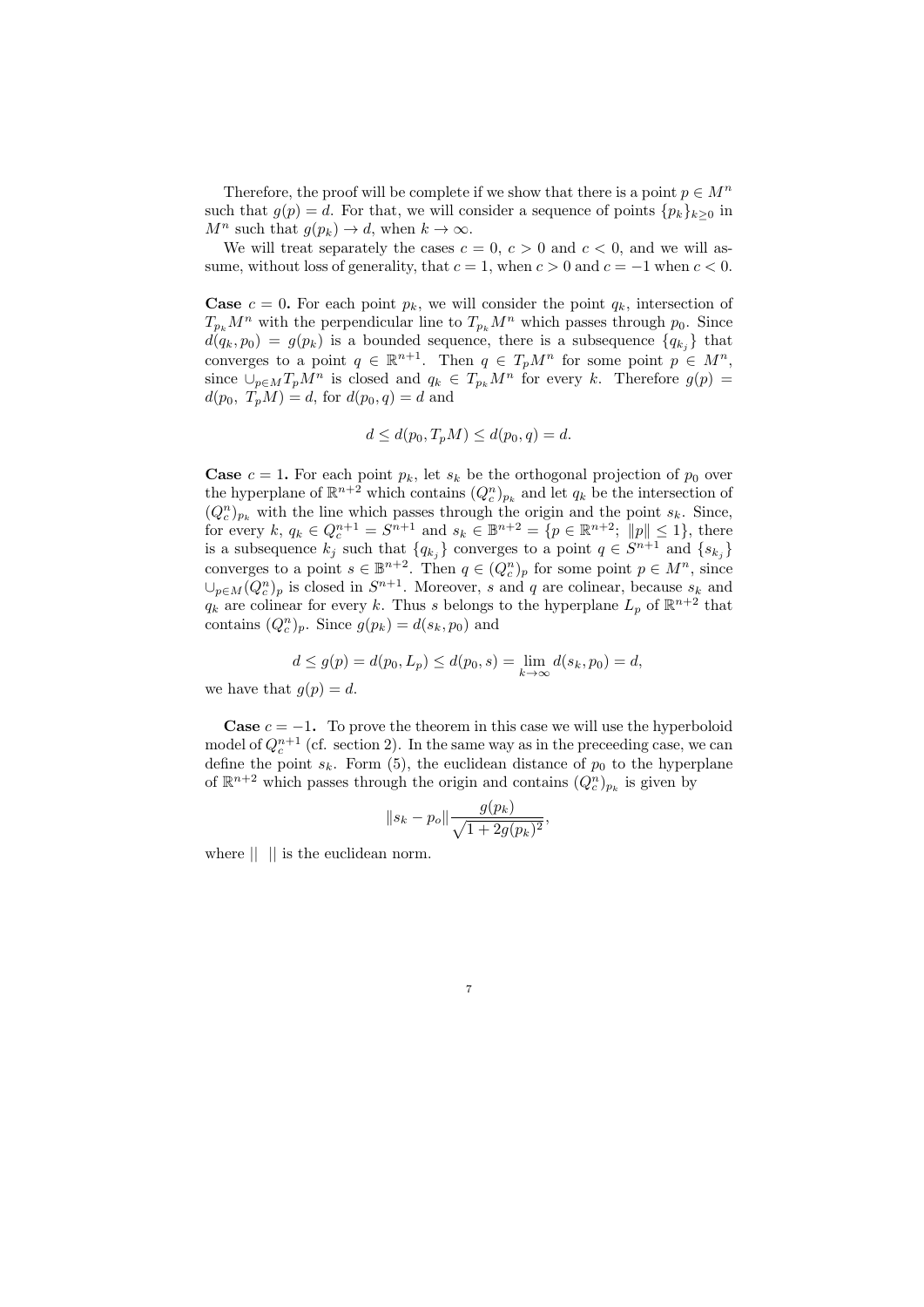Therefore, the proof will be complete if we show that there is a point $p \in M^n$ such that $g(p) = d$. For that, we will consider a sequence of points $\{p_k\}_{k\geq 0}$ in $M^n$ such that $g(p_k) \to d$, when $k \to \infty$.

We will treat separately the cases $c = 0$, $c > 0$ and $c < 0$, and we will assume, without loss of generality, that $c = 1$, when $c > 0$ and $c = -1$ when $c < 0$.

**Case** $c = 0$**.** For each point $p_k$, we will consider the point $q_k$, intersection of $T_{p_k}M^n$ with the perpendicular line to $T_{p_k}M^n$ which passes through $p_0$. Since $d(q_k, p_0) = g(p_k)$ is a bounded sequence, there is a subsequence $\{q_{k_j}\}$ that converges to a point $q \in \mathbb{R}^{n+1}$. Then $q \in T_pM^n$ for some point $p \in M^n$, since $\cup_{p\in M}T_pM^n$ is closed and $q_k \in T_{p_k}M^n$ for every $k$. Therefore $g(p) = d(p_0,\ T_pM) = d$, for $d(p_0, q) = d$ and

$$d \leq d(p_0, T_pM) \leq d(p_0, q) = d.$$

**Case** $c = 1$**.** For each point $p_k$, let $s_k$ be the orthogonal projection of $p_0$ over the hyperplane of $\mathbb{R}^{n+2}$ which contains $(Q^n_c)_{p_k}$ and let $q_k$ be the intersection of $(Q^n_c)_{p_k}$ with the line which passes through the origin and the point $s_k$. Since, for every $k$, $q_k \in Q^{n+1}_c = S^{n+1}$ and $s_k \in \mathbb{B}^{n+2} = \{p \in \mathbb{R}^{n+2};\ \|p\| \leq 1\}$, there is a subsequence $k_j$ such that $\{q_{k_j}\}$ converges to a point $q \in S^{n+1}$ and $\{s_{k_j}\}$ converges to a point $s \in \mathbb{B}^{n+2}$. Then $q \in (Q^n_c)_p$ for some point $p \in M^n$, since $\cup_{p\in M}(Q^n_c)_p$ is closed in $S^{n+1}$. Moreover, $s$ and $q$ are colinear, because $s_k$ and $q_k$ are colinear for every $k$. Thus $s$ belongs to the hyperplane $L_p$ of $\mathbb{R}^{n+2}$ that contains $(Q^n_c)_p$. Since $g(p_k) = d(s_k, p_0)$ and

$$d \leq g(p) = d(p_0, L_p) \leq d(p_0, s) = \lim_{k\to\infty} d(s_k, p_0) = d,$$

we have that $g(p) = d$.

**Case** $c = -1$**.** To prove the theorem in this case we will use the hyperboloid model of $Q^{n+1}_c$ (cf. section 2). In the same way as in the preceeding case, we can define the point $s_k$. Form (5), the euclidean distance of $p_0$ to the hyperplane of $\mathbb{R}^{n+2}$ which passes through the origin and contains $(Q^n_c)_{p_k}$ is given by

$$\|s_k - p_o\| \frac{g(p_k)}{\sqrt{1 + 2g(p_k)^2}},$$

where $\|\ \ \|$ is the euclidean norm.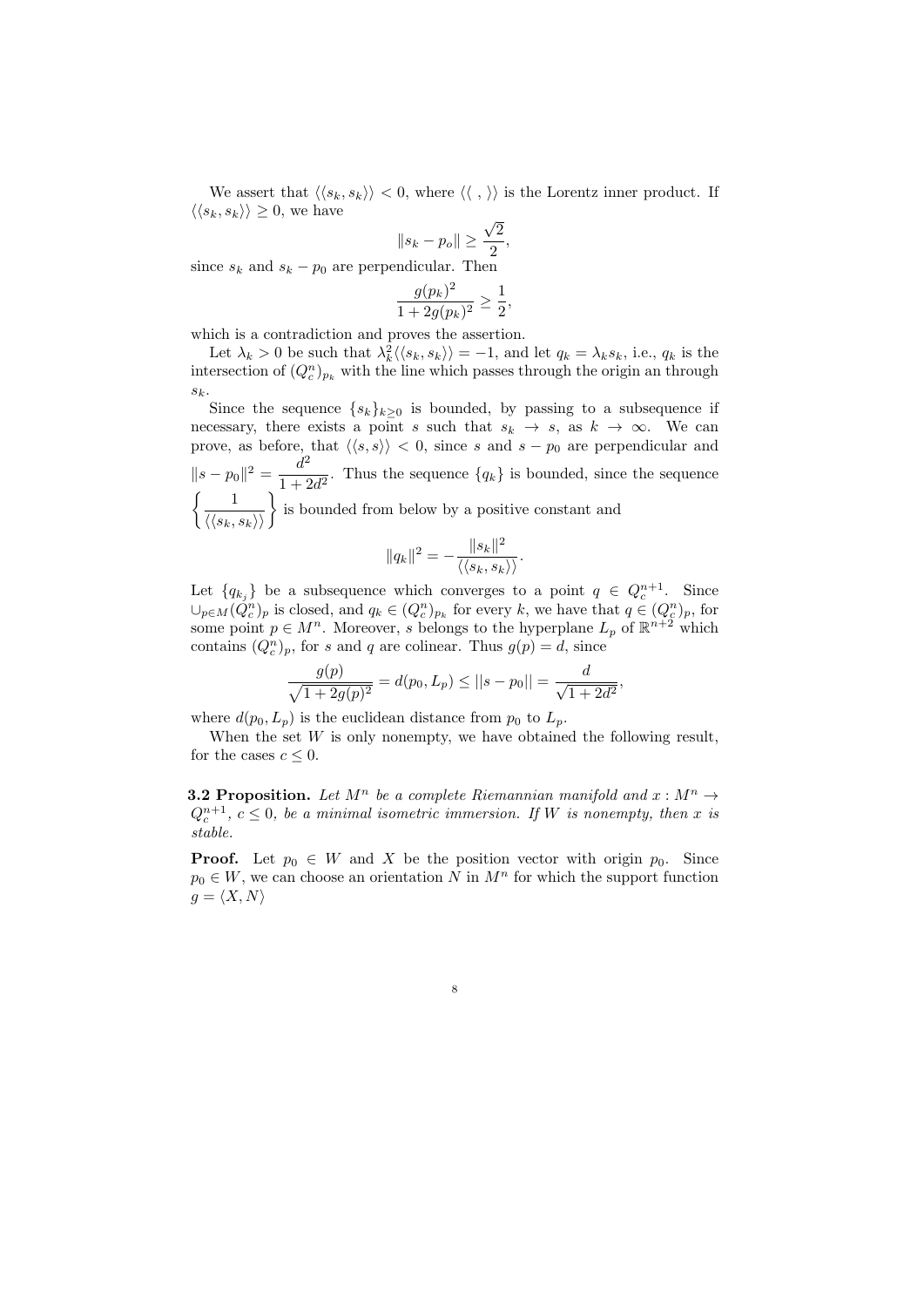We assert that $\langle\langle s_k, s_k\rangle\rangle < 0$, where $\langle\langle \ , \ \rangle\rangle$ is the Lorentz inner product. If $\langle\langle s_k, s_k\rangle\rangle \geq 0$, we have

$$\|s_k - p_o\| \geq \frac{\sqrt{2}}{2},$$

since $s_k$ and $s_k - p_0$ are perpendicular. Then

$$\frac{g(p_k)^2}{1 + 2g(p_k)^2} \geq \frac{1}{2},$$

which is a contradiction and proves the assertion.

Let $\lambda_k > 0$ be such that $\lambda_k^2 \langle\langle s_k, s_k\rangle\rangle = -1$, and let $q_k = \lambda_k s_k$, i.e., $q_k$ is the intersection of $(Q_c^n)_{p_k}$ with the line which passes through the origin an through $s_k$.

Since the sequence $\{s_k\}_{k\geq 0}$ is bounded, by passing to a subsequence if necessary, there exists a point $s$ such that $s_k \to s$, as $k \to \infty$. We can prove, as before, that $\langle\langle s, s\rangle\rangle < 0$, since $s$ and $s - p_0$ are perpendicular and $\|s - p_0\|^2 = \dfrac{d^2}{1 + 2d^2}$. Thus the sequence $\{q_k\}$ is bounded, since the sequence $\left\{\dfrac{1}{\langle\langle s_k, s_k\rangle\rangle}\right\}$ is bounded from below by a positive constant and

$$\|q_k\|^2 = -\frac{\|s_k\|^2}{\langle\langle s_k, s_k\rangle\rangle}.$$

Let $\{q_{k_j}\}$ be a subsequence which converges to a point $q \in Q_c^{n+1}$. Since $\cup_{p\in M}(Q_c^n)_p$ is closed, and $q_k \in (Q_c^n)_{p_k}$ for every $k$, we have that $q \in (Q_c^n)_p$, for some point $p \in M^n$. Moreover, $s$ belongs to the hyperplane $L_p$ of $\mathbb{R}^{n+2}$ which contains $(Q_c^n)_p$, for $s$ and $q$ are colinear. Thus $g(p) = d$, since

$$\frac{g(p)}{\sqrt{1 + 2g(p)^2}} = d(p_0, L_p) \leq ||s - p_0|| = \frac{d}{\sqrt{1 + 2d^2}},$$

where $d(p_0, L_p)$ is the euclidean distance from $p_0$ to $L_p$.

When the set $W$ is only nonempty, we have obtained the following result, for the cases $c \leq 0$.

**3.2 Proposition.** *Let $M^n$ be a complete Riemannian manifold and $x : M^n \to Q_c^{n+1}$, $c \leq 0$, be a minimal isometric immersion. If $W$ is nonempty, then $x$ is stable.*

**Proof.** Let $p_0 \in W$ and $X$ be the position vector with origin $p_0$. Since $p_0 \in W$, we can choose an orientation $N$ in $M^n$ for which the support function $g = \langle X, N\rangle$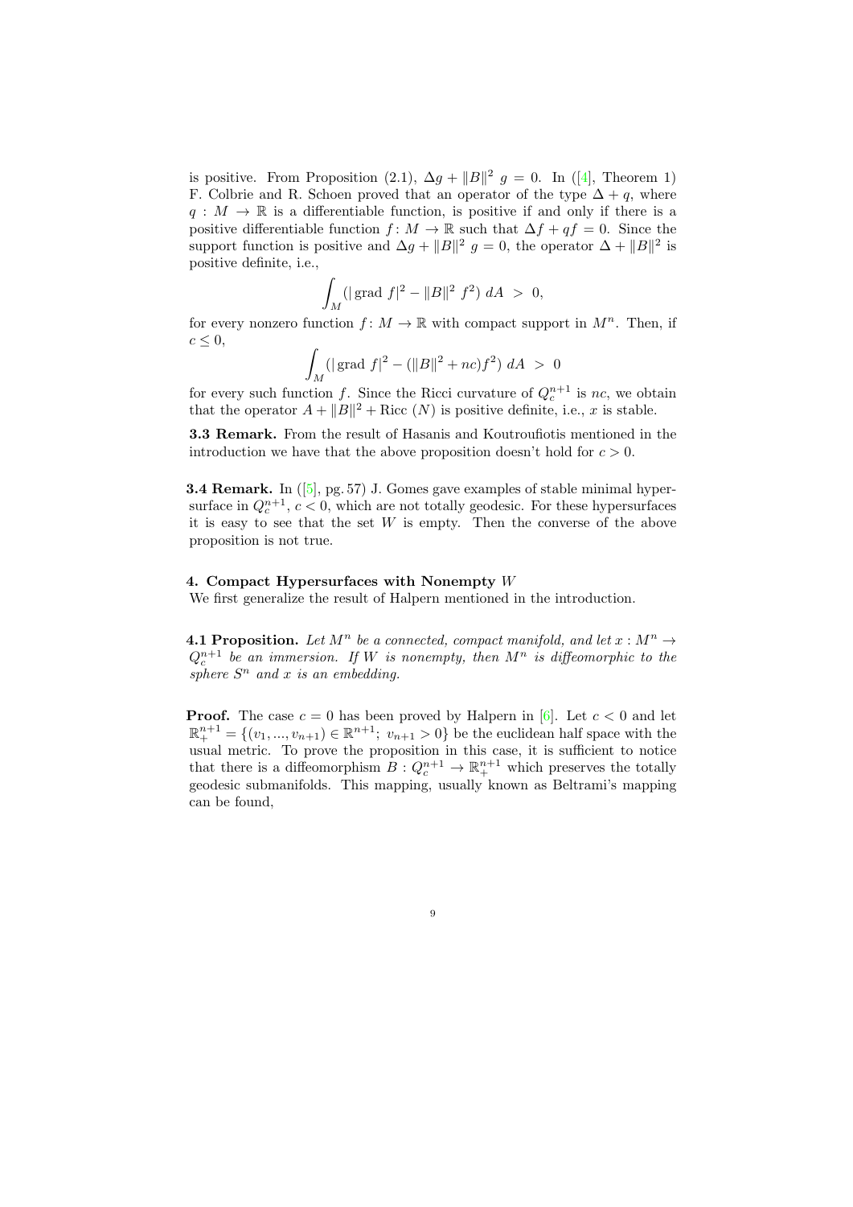is positive. From Proposition (2.1), $\Delta g + \|B\|^2 \; g = 0$. In ([4], Theorem 1) F. Colbrie and R. Schoen proved that an operator of the type $\Delta + q$, where $q : M \to \mathbb{R}$ is a differentiable function, is positive if and only if there is a positive differentiable function $f \colon M \to \mathbb{R}$ such that $\Delta f + qf = 0$. Since the support function is positive and $\Delta g + \|B\|^2 \; g = 0$, the operator $\Delta + \|B\|^2$ is positive definite, i.e.,

$$\int_M (|\operatorname{grad}\, f|^2 - \|B\|^2 \; f^2) \; dA \; > \; 0,$$

for every nonzero function $f \colon M \to \mathbb{R}$ with compact support in $M^n$. Then, if $c \leq 0$,

$$\int_M (|\operatorname{grad}\, f|^2 - (\|B\|^2 + nc)f^2) \; dA \; > \; 0$$

for every such function $f$. Since the Ricci curvature of $Q_c^{n+1}$ is $nc$, we obtain that the operator $A + \|B\|^2 + \text{Ricc}\;(N)$ is positive definite, i.e., $x$ is stable.

**3.3 Remark.** From the result of Hasanis and Koutroufiotis mentioned in the introduction we have that the above proposition doesn't hold for $c > 0$.

**3.4 Remark.** In ([5], pg. 57) J. Gomes gave examples of stable minimal hypersurface in $Q_c^{n+1}$, $c < 0$, which are not totally geodesic. For these hypersurfaces it is easy to see that the set $W$ is empty. Then the converse of the above proposition is not true.

#### 4. Compact Hypersurfaces with Nonempty $W$

We first generalize the result of Halpern mentioned in the introduction.

**4.1 Proposition.** *Let $M^n$ be a connected, compact manifold, and let $x : M^n \to Q_c^{n+1}$ be an immersion. If $W$ is nonempty, then $M^n$ is diffeomorphic to the sphere $S^n$ and $x$ is an embedding.*

**Proof.** The case $c = 0$ has been proved by Halpern in [6]. Let $c < 0$ and let $\mathbb{R}_+^{n+1} = \{(v_1, ..., v_{n+1}) \in \mathbb{R}^{n+1};\; v_{n+1} > 0\}$ be the euclidean half space with the usual metric. To prove the proposition in this case, it is sufficient to notice that there is a diffeomorphism $B : Q_c^{n+1} \to \mathbb{R}_+^{n+1}$ which preserves the totally geodesic submanifolds. This mapping, usually known as Beltrami's mapping can be found,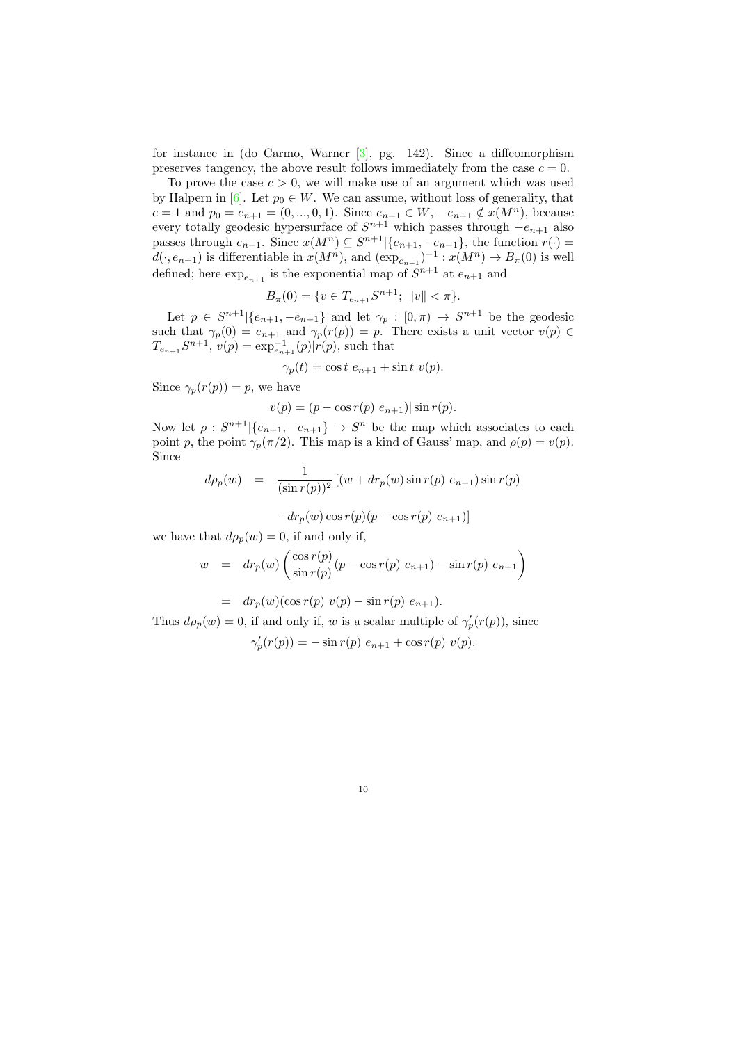for instance in (do Carmo, Warner [3], pg. 142). Since a diffeomorphism preserves tangency, the above result follows immediately from the case $c = 0$.

To prove the case $c > 0$, we will make use of an argument which was used by Halpern in [6]. Let $p_0 \in W$. We can assume, without loss of generality, that $c = 1$ and $p_0 = e_{n+1} = (0, ..., 0, 1)$. Since $e_{n+1} \in W$, $-e_{n+1} \notin x(M^n)$, because every totally geodesic hypersurface of $S^{n+1}$ which passes through $-e_{n+1}$ also passes through $e_{n+1}$. Since $x(M^n) \subseteq S^{n+1}|\{e_{n+1}, -e_{n+1}\}$, the function $r(\cdot) = d(\cdot, e_{n+1})$ is differentiable in $x(M^n)$, and $(\exp_{e_{n+1}})^{-1} : x(M^n) \to B_\pi(0)$ is well defined; here $\exp_{e_{n+1}}$ is the exponential map of $S^{n+1}$ at $e_{n+1}$ and

$$B_\pi(0) = \{v \in T_{e_{n+1}} S^{n+1};\ \|v\| < \pi\}.$$

Let $p \in S^{n+1}|\{e_{n+1}, -e_{n+1}\}$ and let $\gamma_p : [0, \pi) \to S^{n+1}$ be the geodesic such that $\gamma_p(0) = e_{n+1}$ and $\gamma_p(r(p)) = p$. There exists a unit vector $v(p) \in T_{e_{n+1}} S^{n+1}$, $v(p) = \exp^{-1}_{e_{n+1}}(p)|r(p)$, such that

$$\gamma_p(t) = \cos t\ e_{n+1} + \sin t\ v(p).$$

Since $\gamma_p(r(p)) = p$, we have

$$v(p) = (p - \cos r(p)\ e_{n+1})| \sin r(p).$$

Now let $\rho : S^{n+1}|\{e_{n+1}, -e_{n+1}\} \to S^n$ be the map which associates to each point $p$, the point $\gamma_p(\pi/2)$. This map is a kind of Gauss' map, and $\rho(p) = v(p)$. Since

$$\begin{aligned} d\rho_p(w) &= \frac{1}{(\sin r(p))^2} \left[ (w + dr_p(w) \sin r(p)\ e_{n+1}) \sin r(p) \right. \\ &\quad \left. - dr_p(w) \cos r(p) (p - \cos r(p)\ e_{n+1}) \right] \end{aligned}$$

we have that $d\rho_p(w) = 0$, if and only if,

$$\begin{aligned} w &= dr_p(w) \left( \frac{\cos r(p)}{\sin r(p)} (p - \cos r(p)\ e_{n+1}) - \sin r(p)\ e_{n+1} \right) \\ &= dr_p(w) (\cos r(p)\ v(p) - \sin r(p)\ e_{n+1}). \end{aligned}$$

Thus $d\rho_p(w) = 0$, if and only if, $w$ is a scalar multiple of $\gamma_p'(r(p))$, since

$$\gamma_p'(r(p)) = -\sin r(p)\ e_{n+1} + \cos r(p)\ v(p).$$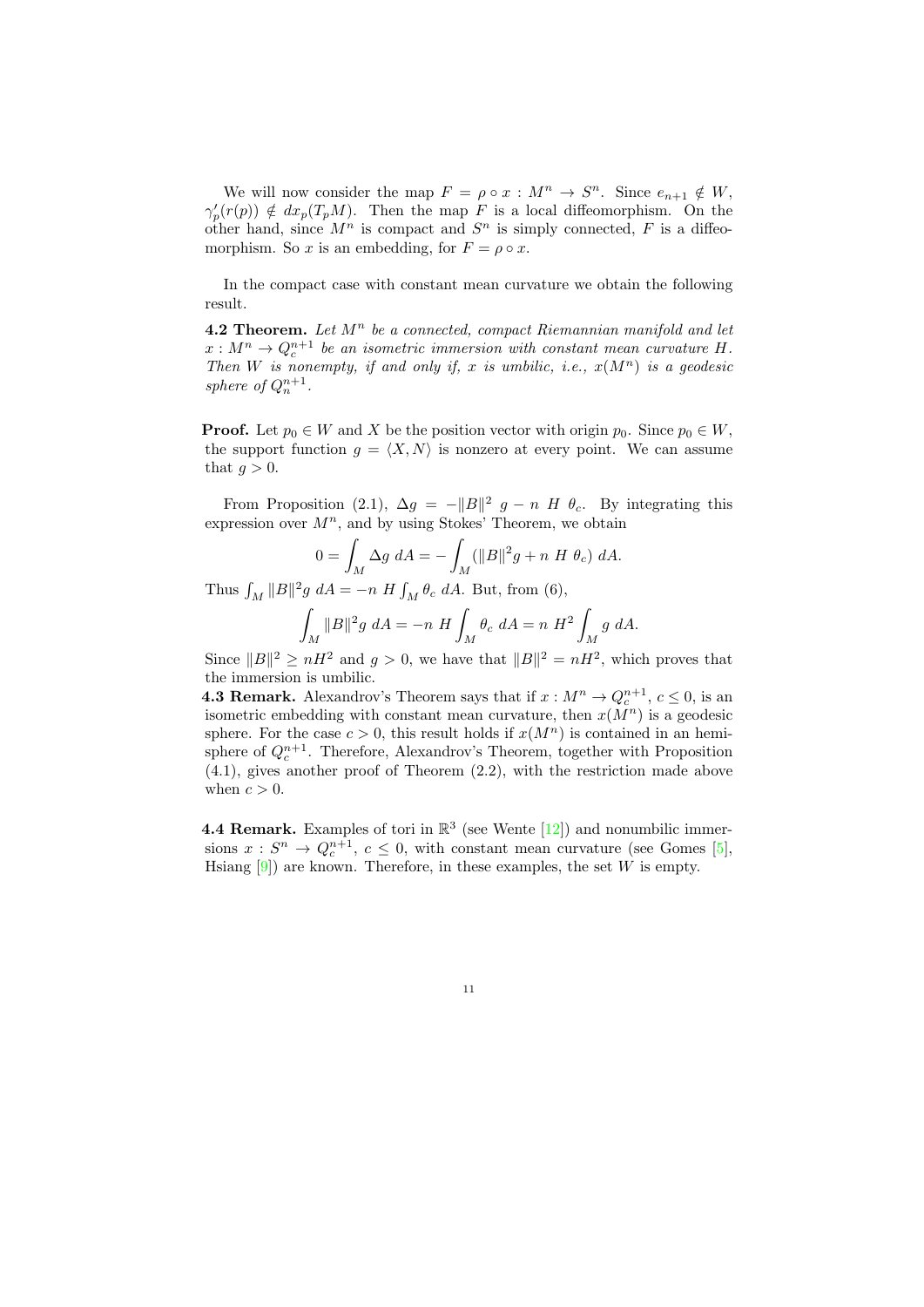We will now consider the map $F = \rho \circ x : M^n \to S^n$. Since $e_{n+1} \notin W$, $\gamma_p'(r(p)) \notin dx_p(T_pM)$. Then the map $F$ is a local diffeomorphism. On the other hand, since $M^n$ is compact and $S^n$ is simply connected, $F$ is a diffeomorphism. So $x$ is an embedding, for $F = \rho \circ x$.

In the compact case with constant mean curvature we obtain the following result.

**4.2 Theorem.** *Let $M^n$ be a connected, compact Riemannian manifold and let $x : M^n \to Q_c^{n+1}$ be an isometric immersion with constant mean curvature $H$. Then $W$ is nonempty, if and only if, $x$ is umbilic, i.e., $x(M^n)$ is a geodesic sphere of $Q_n^{n+1}$.*

**Proof.** Let $p_0 \in W$ and $X$ be the position vector with origin $p_0$. Since $p_0 \in W$, the support function $g = \langle X, N \rangle$ is nonzero at every point. We can assume that $g > 0$.

From Proposition (2.1), $\Delta g = -\|B\|^2 \ g - n \ H \ \theta_c$. By integrating this expression over $M^n$, and by using Stokes' Theorem, we obtain

$$0 = \int_M \Delta g \ dA = -\int_M (\|B\|^2 g + n \ H \ \theta_c) \ dA.$$

Thus $\int_M \|B\|^2 g \ dA = -n \ H \int_M \theta_c \ dA$. But, from (6),

$$\int_M \|B\|^2 g \ dA = -n \ H \int_M \theta_c \ dA = n \ H^2 \int_M g \ dA.$$

Since $\|B\|^2 \geq nH^2$ and $g > 0$, we have that $\|B\|^2 = nH^2$, which proves that the immersion is umbilic.

**4.3 Remark.** Alexandrov's Theorem says that if $x : M^n \to Q_c^{n+1}$, $c \leq 0$, is an isometric embedding with constant mean curvature, then $x(M^n)$ is a geodesic sphere. For the case $c > 0$, this result holds if $x(M^n)$ is contained in an hemisphere of $Q_c^{n+1}$. Therefore, Alexandrov's Theorem, together with Proposition (4.1), gives another proof of Theorem (2.2), with the restriction made above when $c > 0$.

**4.4 Remark.** Examples of tori in $\mathbb{R}^3$ (see Wente [12]) and nonumbilic immersions $x : S^n \to Q_c^{n+1}$, $c \leq 0$, with constant mean curvature (see Gomes [5], Hsiang [9]) are known. Therefore, in these examples, the set $W$ is empty.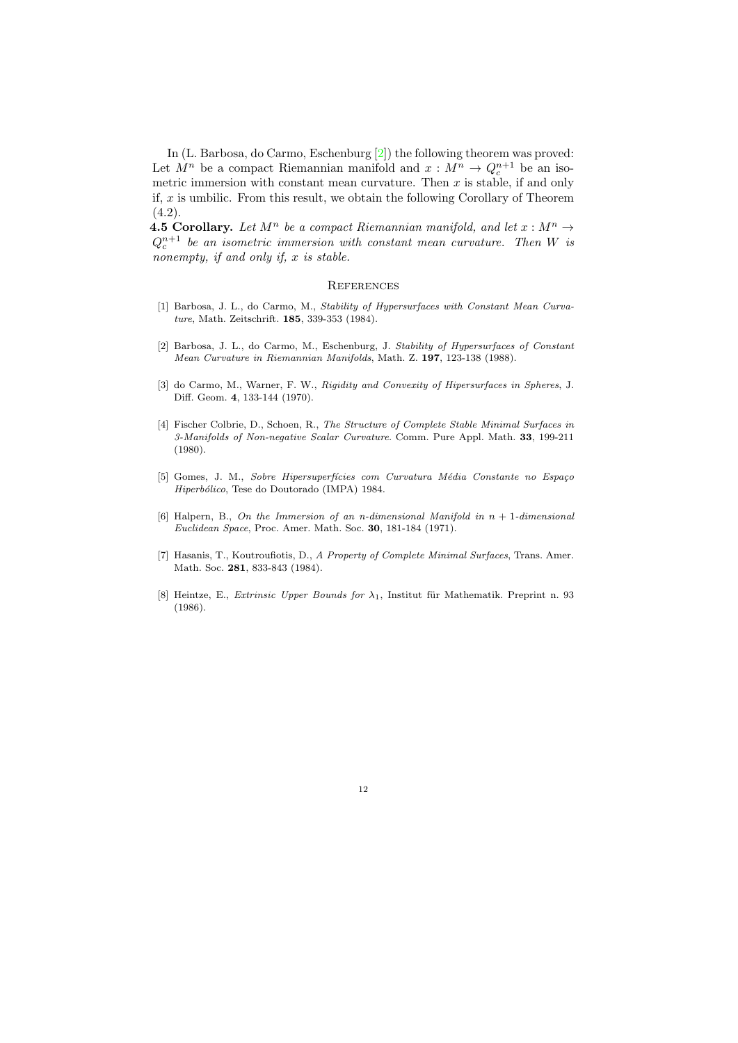In (L. Barbosa, do Carmo, Eschenburg [2]) the following theorem was proved: Let $M^n$ be a compact Riemannian manifold and $x : M^n \to Q_c^{n+1}$ be an isometric immersion with constant mean curvature. Then $x$ is stable, if and only if, $x$ is umbilic. From this result, we obtain the following Corollary of Theorem (4.2).

**4.5 Corollary.** *Let $M^n$ be a compact Riemannian manifold, and let $x : M^n \to Q_c^{n+1}$ be an isometric immersion with constant mean curvature. Then $W$ is nonempty, if and only if, $x$ is stable.*

## References

[1] Barbosa, J. L., do Carmo, M., *Stability of Hypersurfaces with Constant Mean Curvature*, Math. Zeitschrift. **185**, 339-353 (1984).

[2] Barbosa, J. L., do Carmo, M., Eschenburg, J. *Stability of Hypersurfaces of Constant Mean Curvature in Riemannian Manifolds*, Math. Z. **197**, 123-138 (1988).

[3] do Carmo, M., Warner, F. W., *Rigidity and Convexity of Hipersurfaces in Spheres*, J. Diff. Geom. **4**, 133-144 (1970).

[4] Fischer Colbrie, D., Schoen, R., *The Structure of Complete Stable Minimal Surfaces in 3-Manifolds of Non-negative Scalar Curvature*. Comm. Pure Appl. Math. **33**, 199-211 (1980).

[5] Gomes, J. M., *Sobre Hipersuperfícies com Curvatura Média Constante no Espaço Hiperbólico*, Tese do Doutorado (IMPA) 1984.

[6] Halpern, B., *On the Immersion of an n-dimensional Manifold in $n+1$-dimensional Euclidean Space*, Proc. Amer. Math. Soc. **30**, 181-184 (1971).

[7] Hasanis, T., Koutroufiotis, D., *A Property of Complete Minimal Surfaces*, Trans. Amer. Math. Soc. **281**, 833-843 (1984).

[8] Heintze, E., *Extrinsic Upper Bounds for $\lambda_1$*, Institut für Mathematik. Preprint n. 93 (1986).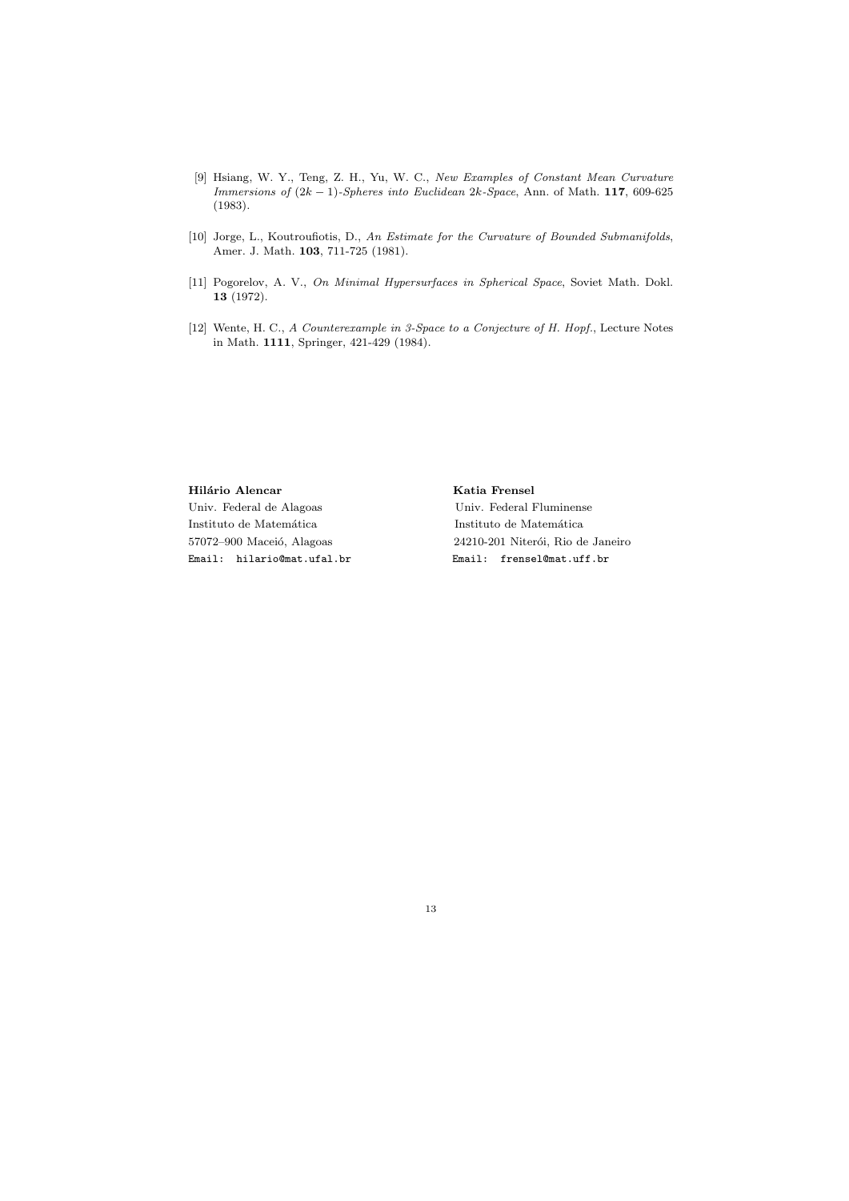[9] Hsiang, W. Y., Teng, Z. H., Yu, W. C., *New Examples of Constant Mean Curvature Immersions of* $(2k-1)$*-Spheres into Euclidean* $2k$*-Space*, Ann. of Math. **117**, 609-625 (1983).

[10] Jorge, L., Koutroufiotis, D., *An Estimate for the Curvature of Bounded Submanifolds*, Amer. J. Math. **103**, 711-725 (1981).

[11] Pogorelov, A. V., *On Minimal Hypersurfaces in Spherical Space*, Soviet Math. Dokl. **13** (1972).

[12] Wente, H. C., *A Counterexample in 3-Space to a Conjecture of H. Hopf.*, Lecture Notes in Math. **1111**, Springer, 421-429 (1984).

**Hilário Alencar**
Univ. Federal de Alagoas
Instituto de Matemática
57072–900 Maceió, Alagoas
Email: `hilario@mat.ufal.br`

**Katia Frensel**
Univ. Federal Fluminense
Instituto de Matemática
24210-201 Niterói, Rio de Janeiro
Email: `frensel@mat.uff.br`